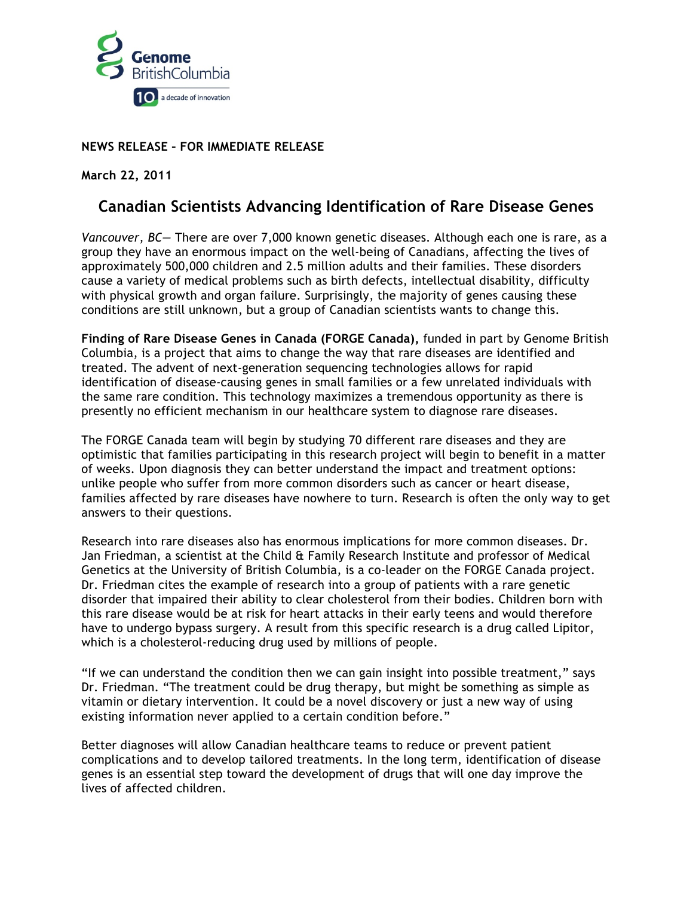Genome BritishColumbia

10 a decade of innovation

**NEWS RELEASE – FOR IMMEDIATE RELEASE**

**March 22, 2011**

## Canadian Scientists Advancing Identification of Rare Disease Genes

*Vancouver, BC*— There are over 7,000 known genetic diseases. Although each one is rare, as a group they have an enormous impact on the well-being of Canadians, affecting the lives of approximately 500,000 children and 2.5 million adults and their families. These disorders cause a variety of medical problems such as birth defects, intellectual disability, difficulty with physical growth and organ failure. Surprisingly, the majority of genes causing these conditions are still unknown, but a group of Canadian scientists wants to change this.

**Finding of Rare Disease Genes in Canada (FORGE Canada),** funded in part by Genome British Columbia, is a project that aims to change the way that rare diseases are identified and treated. The advent of next-generation sequencing technologies allows for rapid identification of disease-causing genes in small families or a few unrelated individuals with the same rare condition. This technology maximizes a tremendous opportunity as there is presently no efficient mechanism in our healthcare system to diagnose rare diseases.

The FORGE Canada team will begin by studying 70 different rare diseases and they are optimistic that families participating in this research project will begin to benefit in a matter of weeks. Upon diagnosis they can better understand the impact and treatment options: unlike people who suffer from more common disorders such as cancer or heart disease, families affected by rare diseases have nowhere to turn. Research is often the only way to get answers to their questions.

Research into rare diseases also has enormous implications for more common diseases. Dr. Jan Friedman, a scientist at the Child & Family Research Institute and professor of Medical Genetics at the University of British Columbia, is a co-leader on the FORGE Canada project. Dr. Friedman cites the example of research into a group of patients with a rare genetic disorder that impaired their ability to clear cholesterol from their bodies. Children born with this rare disease would be at risk for heart attacks in their early teens and would therefore have to undergo bypass surgery. A result from this specific research is a drug called Lipitor, which is a cholesterol-reducing drug used by millions of people.

"If we can understand the condition then we can gain insight into possible treatment," says Dr. Friedman. "The treatment could be drug therapy, but might be something as simple as vitamin or dietary intervention. It could be a novel discovery or just a new way of using existing information never applied to a certain condition before."

Better diagnoses will allow Canadian healthcare teams to reduce or prevent patient complications and to develop tailored treatments. In the long term, identification of disease genes is an essential step toward the development of drugs that will one day improve the lives of affected children.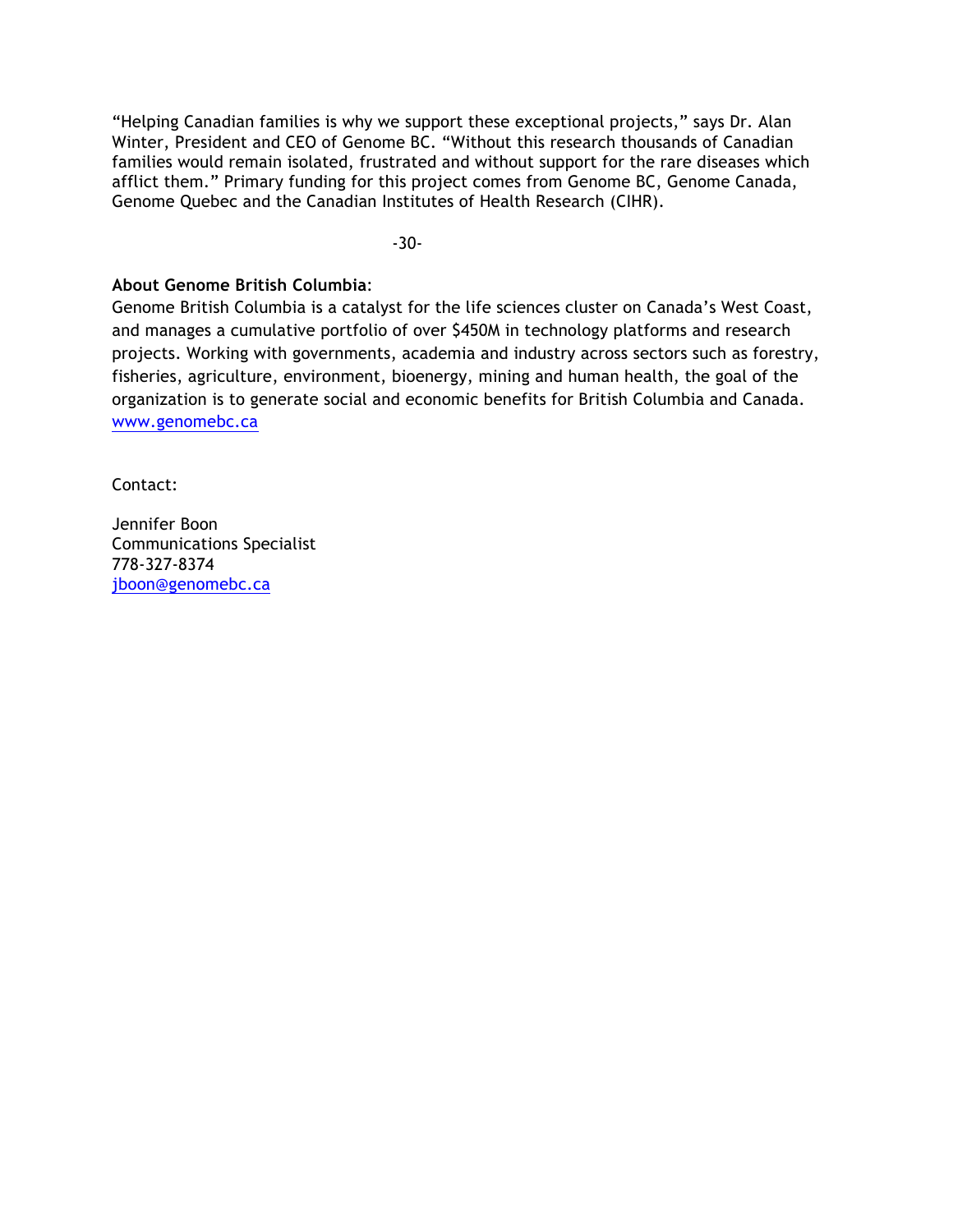"Helping Canadian families is why we support these exceptional projects," says Dr. Alan Winter, President and CEO of Genome BC. "Without this research thousands of Canadian families would remain isolated, frustrated and without support for the rare diseases which afflict them." Primary funding for this project comes from Genome BC, Genome Canada, Genome Quebec and the Canadian Institutes of Health Research (CIHR).

-30-

**About Genome British Columbia**:

Genome British Columbia is a catalyst for the life sciences cluster on Canada's West Coast, and manages a cumulative portfolio of over $450M in technology platforms and research projects. Working with governments, academia and industry across sectors such as forestry, fisheries, agriculture, environment, bioenergy, mining and human health, the goal of the organization is to generate social and economic benefits for British Columbia and Canada. [www.genomebc.ca](http://www.genomebc.ca)

Contact:

Jennifer Boon
Communications Specialist
778-327-8374
[jboon@genomebc.ca](mailto:jboon@genomebc.ca)